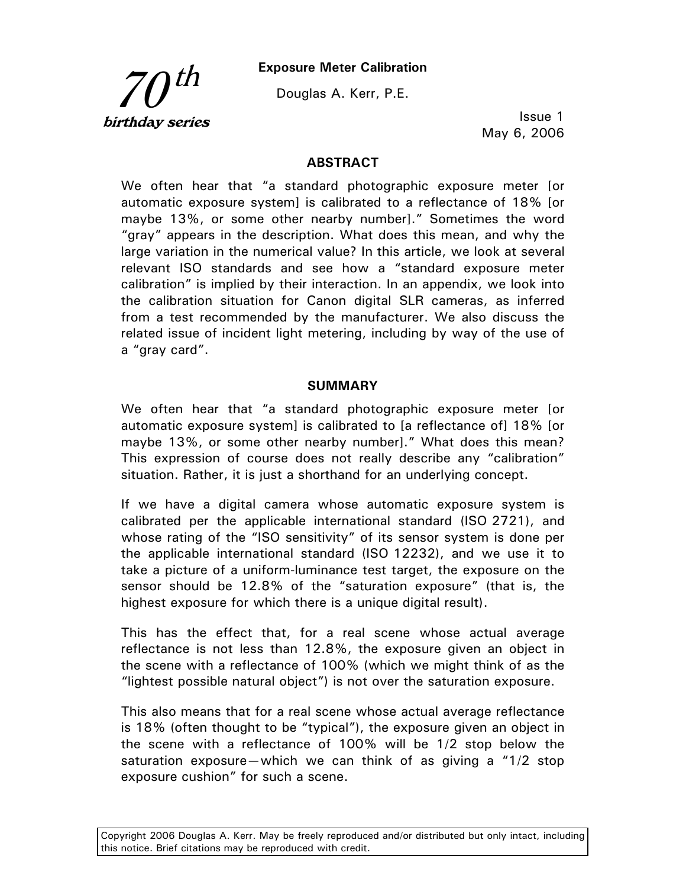*70th birthday series*

# Exposure Meter Calibration

Douglas A. Kerr, P.E.

Issue 1
May 6, 2006

## ABSTRACT

We often hear that "a standard photographic exposure meter [or automatic exposure system] is calibrated to a reflectance of 18% [or maybe 13%, or some other nearby number]." Sometimes the word "gray" appears in the description. What does this mean, and why the large variation in the numerical value? In this article, we look at several relevant ISO standards and see how a "standard exposure meter calibration" is implied by their interaction. In an appendix, we look into the calibration situation for Canon digital SLR cameras, as inferred from a test recommended by the manufacturer. We also discuss the related issue of incident light metering, including by way of the use of a "gray card".

## SUMMARY

We often hear that "a standard photographic exposure meter [or automatic exposure system] is calibrated to [a reflectance of] 18% [or maybe 13%, or some other nearby number]." What does this mean? This expression of course does not really describe any "calibration" situation. Rather, it is just a shorthand for an underlying concept.

If we have a digital camera whose automatic exposure system is calibrated per the applicable international standard (ISO 2721), and whose rating of the "ISO sensitivity" of its sensor system is done per the applicable international standard (ISO 12232), and we use it to take a picture of a uniform-luminance test target, the exposure on the sensor should be 12.8% of the "saturation exposure" (that is, the highest exposure for which there is a unique digital result).

This has the effect that, for a real scene whose actual average reflectance is not less than 12.8%, the exposure given an object in the scene with a reflectance of 100% (which we might think of as the "lightest possible natural object") is not over the saturation exposure.

This also means that for a real scene whose actual average reflectance is 18% (often thought to be "typical"), the exposure given an object in the scene with a reflectance of 100% will be 1/2 stop below the saturation exposure—which we can think of as giving a "1/2 stop exposure cushion" for such a scene.

Copyright 2006 Douglas A. Kerr. May be freely reproduced and/or distributed but only intact, including this notice. Brief citations may be reproduced with credit.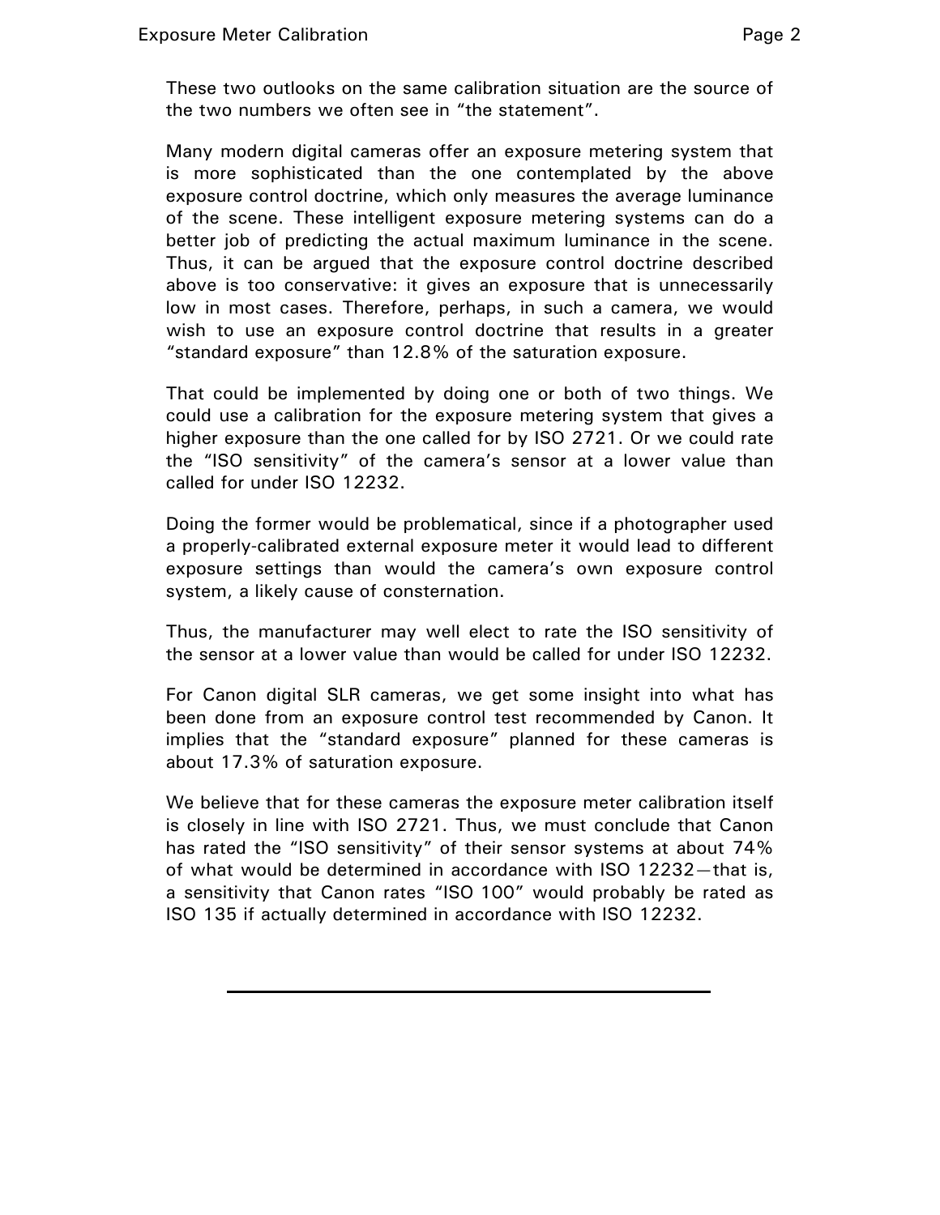These two outlooks on the same calibration situation are the source of the two numbers we often see in “the statement”.

Many modern digital cameras offer an exposure metering system that is more sophisticated than the one contemplated by the above exposure control doctrine, which only measures the average luminance of the scene. These intelligent exposure metering systems can do a better job of predicting the actual maximum luminance in the scene. Thus, it can be argued that the exposure control doctrine described above is too conservative: it gives an exposure that is unnecessarily low in most cases. Therefore, perhaps, in such a camera, we would wish to use an exposure control doctrine that results in a greater “standard exposure” than 12.8% of the saturation exposure.

That could be implemented by doing one or both of two things. We could use a calibration for the exposure metering system that gives a higher exposure than the one called for by ISO 2721. Or we could rate the “ISO sensitivity” of the camera’s sensor at a lower value than called for under ISO 12232.

Doing the former would be problematical, since if a photographer used a properly-calibrated external exposure meter it would lead to different exposure settings than would the camera’s own exposure control system, a likely cause of consternation.

Thus, the manufacturer may well elect to rate the ISO sensitivity of the sensor at a lower value than would be called for under ISO 12232.

For Canon digital SLR cameras, we get some insight into what has been done from an exposure control test recommended by Canon. It implies that the “standard exposure” planned for these cameras is about 17.3% of saturation exposure.

We believe that for these cameras the exposure meter calibration itself is closely in line with ISO 2721. Thus, we must conclude that Canon has rated the “ISO sensitivity” of their sensor systems at about 74% of what would be determined in accordance with ISO 12232—that is, a sensitivity that Canon rates “ISO 100” would probably be rated as ISO 135 if actually determined in accordance with ISO 12232.

---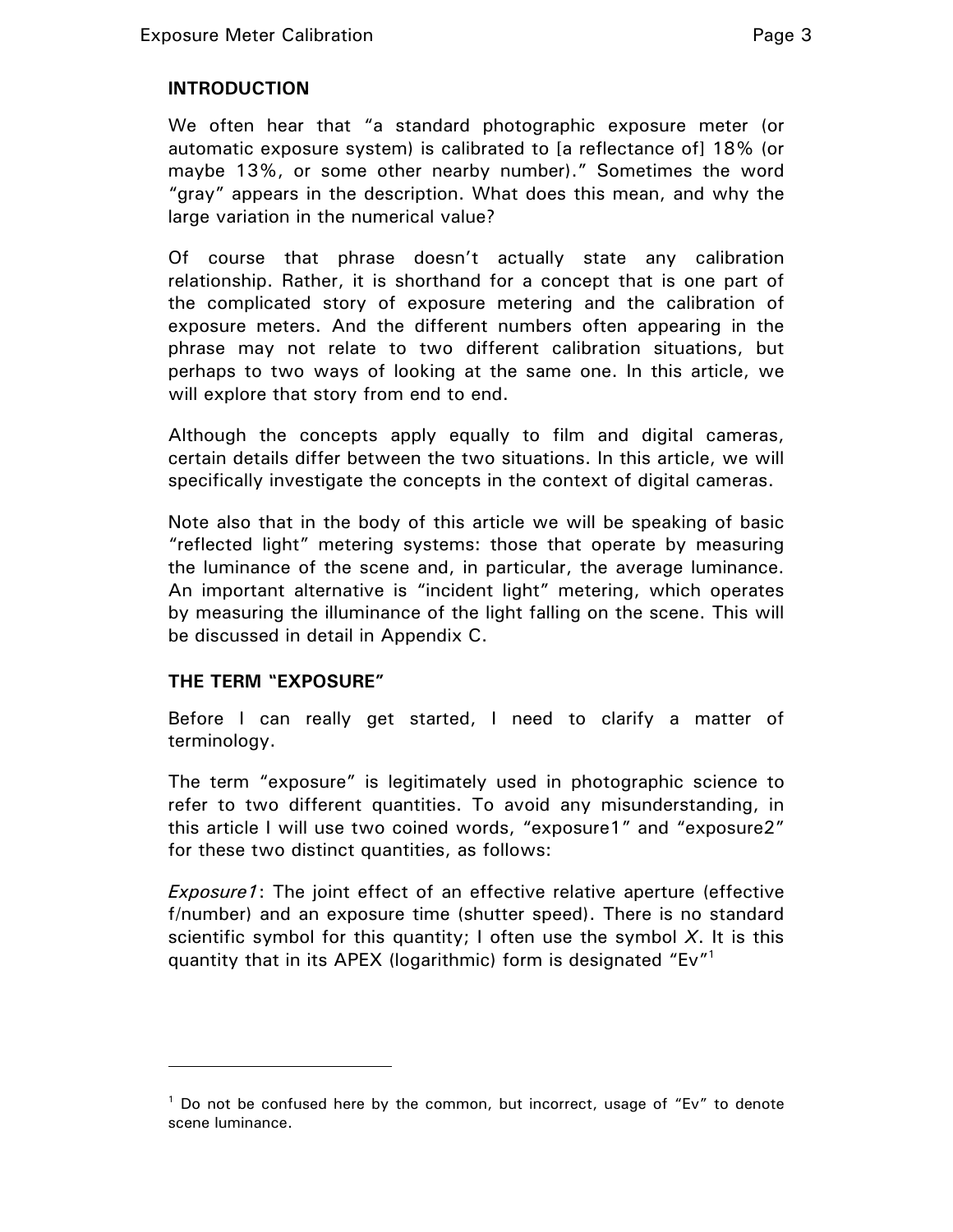## INTRODUCTION

We often hear that "a standard photographic exposure meter (or automatic exposure system) is calibrated to [a reflectance of] 18% (or maybe 13%, or some other nearby number)." Sometimes the word "gray" appears in the description. What does this mean, and why the large variation in the numerical value?

Of course that phrase doesn't actually state any calibration relationship. Rather, it is shorthand for a concept that is one part of the complicated story of exposure metering and the calibration of exposure meters. And the different numbers often appearing in the phrase may not relate to two different calibration situations, but perhaps to two ways of looking at the same one. In this article, we will explore that story from end to end.

Although the concepts apply equally to film and digital cameras, certain details differ between the two situations. In this article, we will specifically investigate the concepts in the context of digital cameras.

Note also that in the body of this article we will be speaking of basic "reflected light" metering systems: those that operate by measuring the luminance of the scene and, in particular, the average luminance. An important alternative is "incident light" metering, which operates by measuring the illuminance of the light falling on the scene. This will be discussed in detail in Appendix C.

## THE TERM "EXPOSURE"

Before I can really get started, I need to clarify a matter of terminology.

The term "exposure" is legitimately used in photographic science to refer to two different quantities. To avoid any misunderstanding, in this article I will use two coined words, "exposure1" and "exposure2" for these two distinct quantities, as follows:

*Exposure1*: The joint effect of an effective relative aperture (effective f/number) and an exposure time (shutter speed). There is no standard scientific symbol for this quantity; I often use the symbol $X$. It is this quantity that in its APEX (logarithmic) form is designated "Ev"[1]

---

[1] Do not be confused here by the common, but incorrect, usage of "Ev" to denote scene luminance.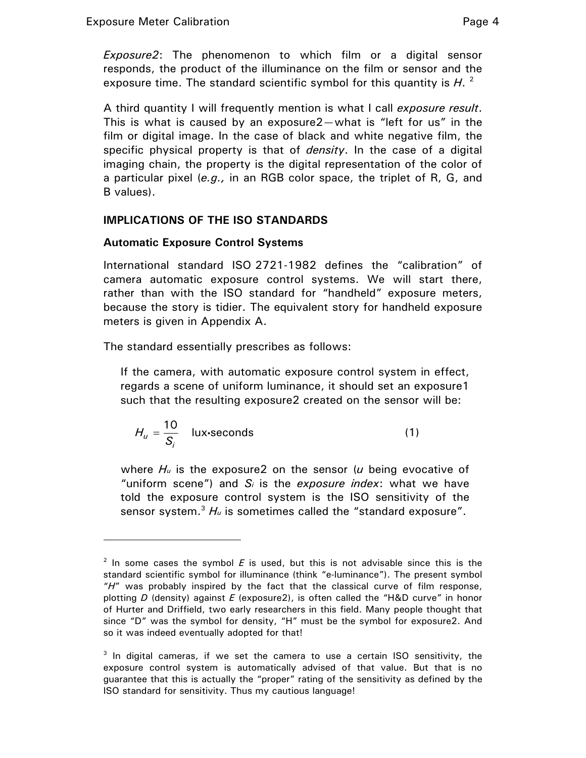*Exposure2*: The phenomenon to which film or a digital sensor responds, the product of the illuminance on the film or sensor and the exposure time. The standard scientific symbol for this quantity is $H$. [2]

A third quantity I will frequently mention is what I call *exposure result*. This is what is caused by an exposure2—what is "left for us" in the film or digital image. In the case of black and white negative film, the specific physical property is that of *density*. In the case of a digital imaging chain, the property is the digital representation of the color of a particular pixel (*e.g.,* in an RGB color space, the triplet of R, G, and B values).

## IMPLICATIONS OF THE ISO STANDARDS

### Automatic Exposure Control Systems

International standard ISO 2721-1982 defines the "calibration" of camera automatic exposure control systems. We will start there, rather than with the ISO standard for "handheld" exposure meters, because the story is tidier. The equivalent story for handheld exposure meters is given in Appendix A.

The standard essentially prescribes as follows:

> If the camera, with automatic exposure control system in effect, regards a scene of uniform luminance, it should set an exposure1 such that the resulting exposure2 created on the sensor will be:
>
> $$H_u = \frac{10}{S_i} \quad \text{lux•seconds} \qquad (1)$$
>
> where $H_u$ is the exposure2 on the sensor ($u$ being evocative of "uniform scene") and $S_i$ is the *exposure index*: what we have told the exposure control system is the ISO sensitivity of the sensor system.[3] $H_u$ is sometimes called the "standard exposure".

---

[2] In some cases the symbol $E$ is used, but this is not advisable since this is the standard scientific symbol for illuminance (think "e-luminance"). The present symbol "$H$" was probably inspired by the fact that the classical curve of film response, plotting $D$ (density) against $E$ (exposure2), is often called the "H&D curve" in honor of Hurter and Driffield, two early researchers in this field. Many people thought that since "D" was the symbol for density, "H" must be the symbol for exposure2. And so it was indeed eventually adopted for that!

[3] In digital cameras, if we set the camera to use a certain ISO sensitivity, the exposure control system is automatically advised of that value. But that is no guarantee that this is actually the "proper" rating of the sensitivity as defined by the ISO standard for sensitivity. Thus my cautious language!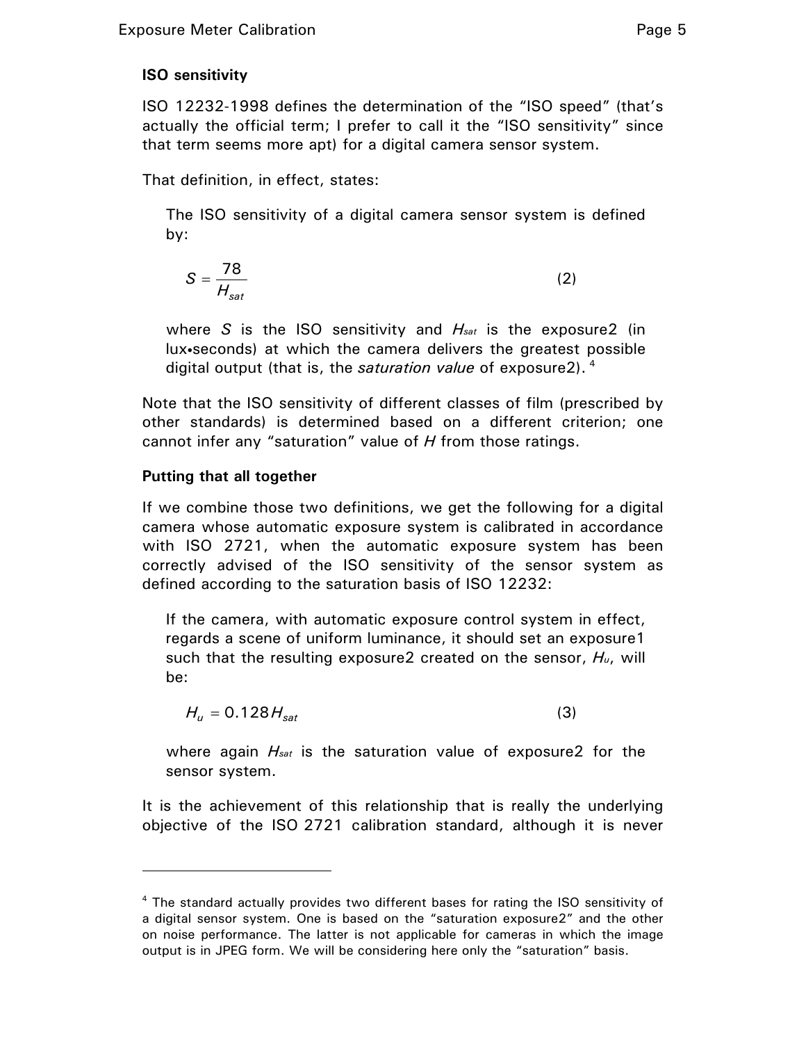### ISO sensitivity

ISO 12232-1998 defines the determination of the "ISO speed" (that's actually the official term; I prefer to call it the "ISO sensitivity" since that term seems more apt) for a digital camera sensor system.

That definition, in effect, states:

> The ISO sensitivity of a digital camera sensor system is defined by:
>
> $$S = \frac{78}{H_{sat}} \tag{2}$$
>
> where $S$ is the ISO sensitivity and $H_{sat}$ is the exposure2 (in lux•seconds) at which the camera delivers the greatest possible digital output (that is, the *saturation value* of exposure2). [4]

Note that the ISO sensitivity of different classes of film (prescribed by other standards) is determined based on a different criterion; one cannot infer any "saturation" value of $H$ from those ratings.

### Putting that all together

If we combine those two definitions, we get the following for a digital camera whose automatic exposure system is calibrated in accordance with ISO 2721, when the automatic exposure system has been correctly advised of the ISO sensitivity of the sensor system as defined according to the saturation basis of ISO 12232:

> If the camera, with automatic exposure control system in effect, regards a scene of uniform luminance, it should set an exposure1 such that the resulting exposure2 created on the sensor, $H_u$, will be:
>
> $$H_u = 0.128 H_{sat} \tag{3}$$
>
> where again $H_{sat}$ is the saturation value of exposure2 for the sensor system.

It is the achievement of this relationship that is really the underlying objective of the ISO 2721 calibration standard, although it is never

---

[4] The standard actually provides two different bases for rating the ISO sensitivity of a digital sensor system. One is based on the "saturation exposure2" and the other on noise performance. The latter is not applicable for cameras in which the image output is in JPEG form. We will be considering here only the "saturation" basis.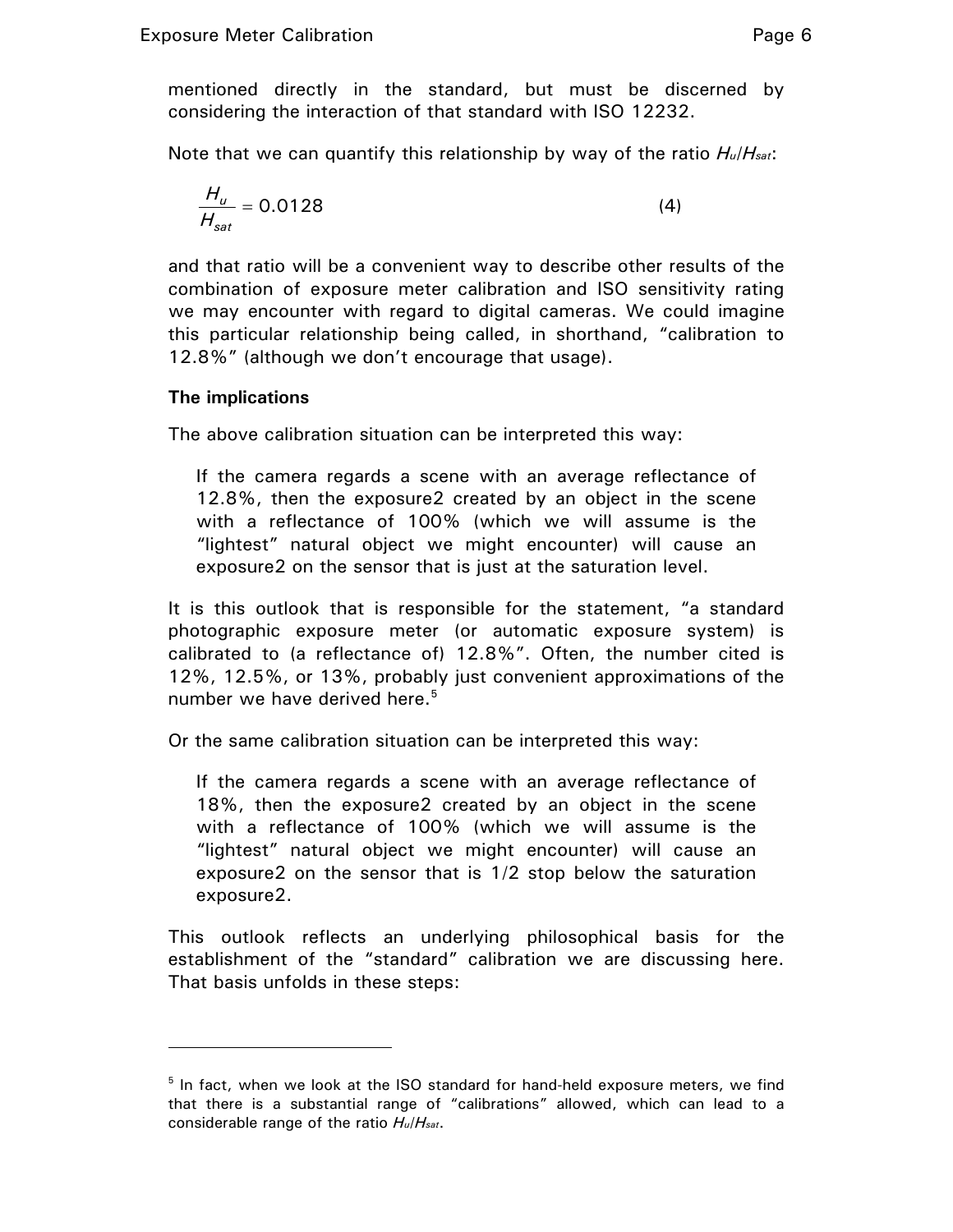mentioned directly in the standard, but must be discerned by considering the interaction of that standard with ISO 12232.

Note that we can quantify this relationship by way of the ratio $H_u/H_{sat}$:

$$\frac{H_u}{H_{sat}} = 0.0128 \qquad (4)$$

and that ratio will be a convenient way to describe other results of the combination of exposure meter calibration and ISO sensitivity rating we may encounter with regard to digital cameras. We could imagine this particular relationship being called, in shorthand, "calibration to 12.8%" (although we don't encourage that usage).

**The implications**

The above calibration situation can be interpreted this way:

> If the camera regards a scene with an average reflectance of 12.8%, then the exposure2 created by an object in the scene with a reflectance of 100% (which we will assume is the "lightest" natural object we might encounter) will cause an exposure2 on the sensor that is just at the saturation level.

It is this outlook that is responsible for the statement, "a standard photographic exposure meter (or automatic exposure system) is calibrated to (a reflectance of) 12.8%". Often, the number cited is 12%, 12.5%, or 13%, probably just convenient approximations of the number we have derived here.[5]

Or the same calibration situation can be interpreted this way:

> If the camera regards a scene with an average reflectance of 18%, then the exposure2 created by an object in the scene with a reflectance of 100% (which we will assume is the "lightest" natural object we might encounter) will cause an exposure2 on the sensor that is 1/2 stop below the saturation exposure2.

This outlook reflects an underlying philosophical basis for the establishment of the "standard" calibration we are discussing here. That basis unfolds in these steps:

---

[5] In fact, when we look at the ISO standard for hand-held exposure meters, we find that there is a substantial range of "calibrations" allowed, which can lead to a considerable range of the ratio $H_u/H_{sat}$.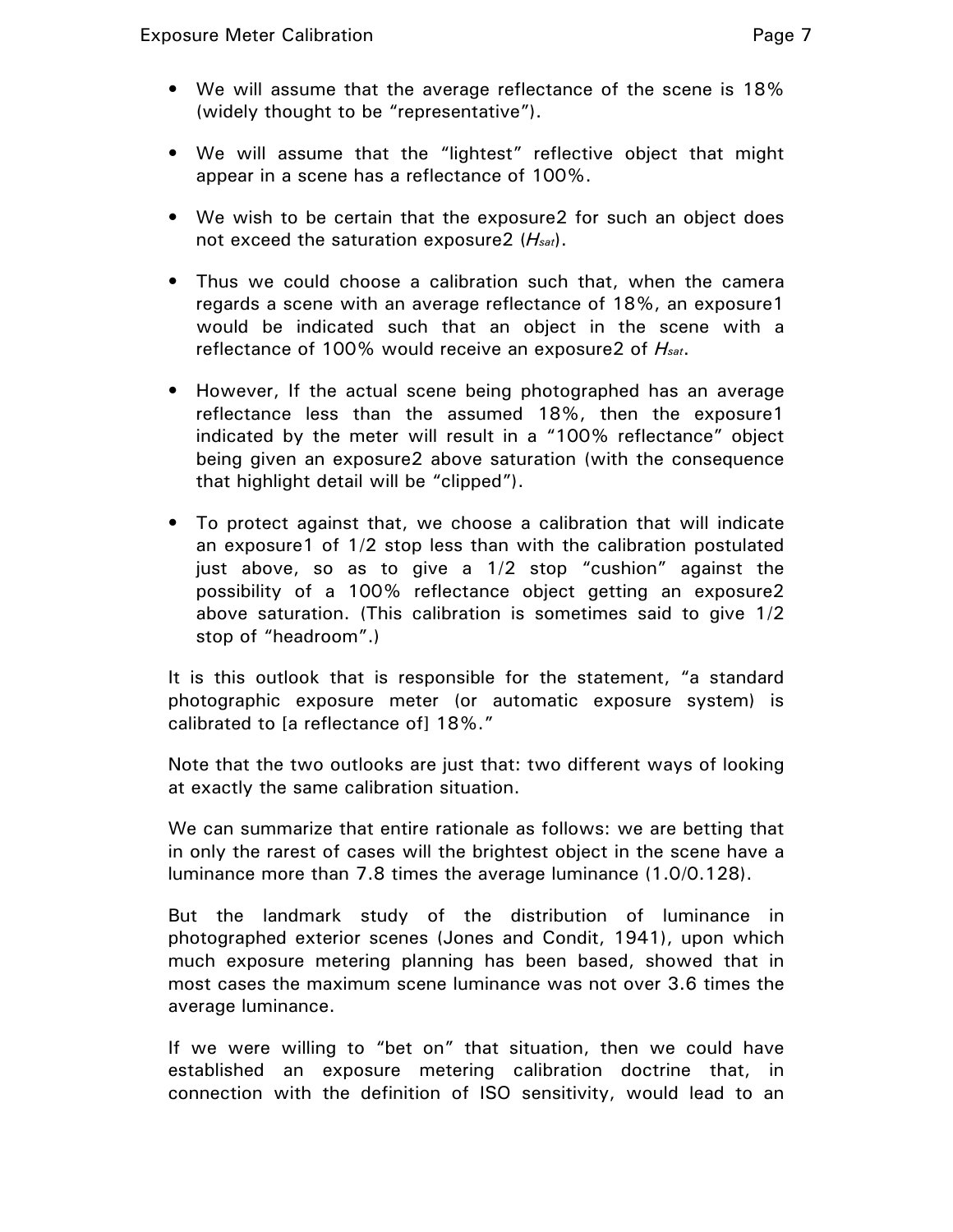- We will assume that the average reflectance of the scene is 18% (widely thought to be "representative").

- We will assume that the "lightest" reflective object that might appear in a scene has a reflectance of 100%.

- We wish to be certain that the exposure2 for such an object does not exceed the saturation exposure2 ($H_{sat}$).

- Thus we could choose a calibration such that, when the camera regards a scene with an average reflectance of 18%, an exposure1 would be indicated such that an object in the scene with a reflectance of 100% would receive an exposure2 of $H_{sat}$.

- However, If the actual scene being photographed has an average reflectance less than the assumed 18%, then the exposure1 indicated by the meter will result in a "100% reflectance" object being given an exposure2 above saturation (with the consequence that highlight detail will be "clipped").

- To protect against that, we choose a calibration that will indicate an exposure1 of 1/2 stop less than with the calibration postulated just above, so as to give a 1/2 stop "cushion" against the possibility of a 100% reflectance object getting an exposure2 above saturation. (This calibration is sometimes said to give 1/2 stop of "headroom".)

It is this outlook that is responsible for the statement, "a standard photographic exposure meter (or automatic exposure system) is calibrated to [a reflectance of] 18%."

Note that the two outlooks are just that: two different ways of looking at exactly the same calibration situation.

We can summarize that entire rationale as follows: we are betting that in only the rarest of cases will the brightest object in the scene have a luminance more than 7.8 times the average luminance (1.0/0.128).

But the landmark study of the distribution of luminance in photographed exterior scenes (Jones and Condit, 1941), upon which much exposure metering planning has been based, showed that in most cases the maximum scene luminance was not over 3.6 times the average luminance.

If we were willing to "bet on" that situation, then we could have established an exposure metering calibration doctrine that, in connection with the definition of ISO sensitivity, would lead to an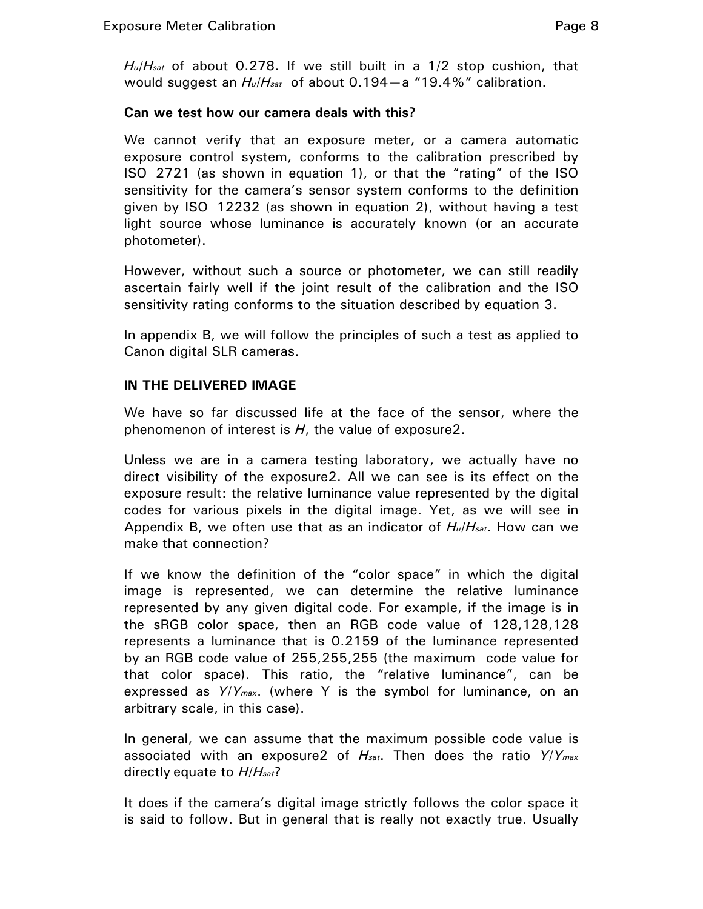$H_u/H_{sat}$ of about 0.278. If we still built in a 1/2 stop cushion, that would suggest an $H_u/H_{sat}$ of about 0.194—a "19.4%" calibration.

**Can we test how our camera deals with this?**

We cannot verify that an exposure meter, or a camera automatic exposure control system, conforms to the calibration prescribed by ISO 2721 (as shown in equation 1), or that the "rating" of the ISO sensitivity for the camera's sensor system conforms to the definition given by ISO 12232 (as shown in equation 2), without having a test light source whose luminance is accurately known (or an accurate photometer).

However, without such a source or photometer, we can still readily ascertain fairly well if the joint result of the calibration and the ISO sensitivity rating conforms to the situation described by equation 3.

In appendix B, we will follow the principles of such a test as applied to Canon digital SLR cameras.

## IN THE DELIVERED IMAGE

We have so far discussed life at the face of the sensor, where the phenomenon of interest is $H$, the value of exposure2.

Unless we are in a camera testing laboratory, we actually have no direct visibility of the exposure2. All we can see is its effect on the exposure result: the relative luminance value represented by the digital codes for various pixels in the digital image. Yet, as we will see in Appendix B, we often use that as an indicator of $H_u/H_{sat}$. How can we make that connection?

If we know the definition of the "color space" in which the digital image is represented, we can determine the relative luminance represented by any given digital code. For example, if the image is in the sRGB color space, then an RGB code value of 128,128,128 represents a luminance that is 0.2159 of the luminance represented by an RGB code value of 255,255,255 (the maximum code value for that color space). This ratio, the "relative luminance", can be expressed as $Y/Y_{max}$. (where Y is the symbol for luminance, on an arbitrary scale, in this case).

In general, we can assume that the maximum possible code value is associated with an exposure2 of $H_{sat}$. Then does the ratio $Y/Y_{max}$ directly equate to $H/H_{sat}$?

It does if the camera's digital image strictly follows the color space it is said to follow. But in general that is really not exactly true. Usually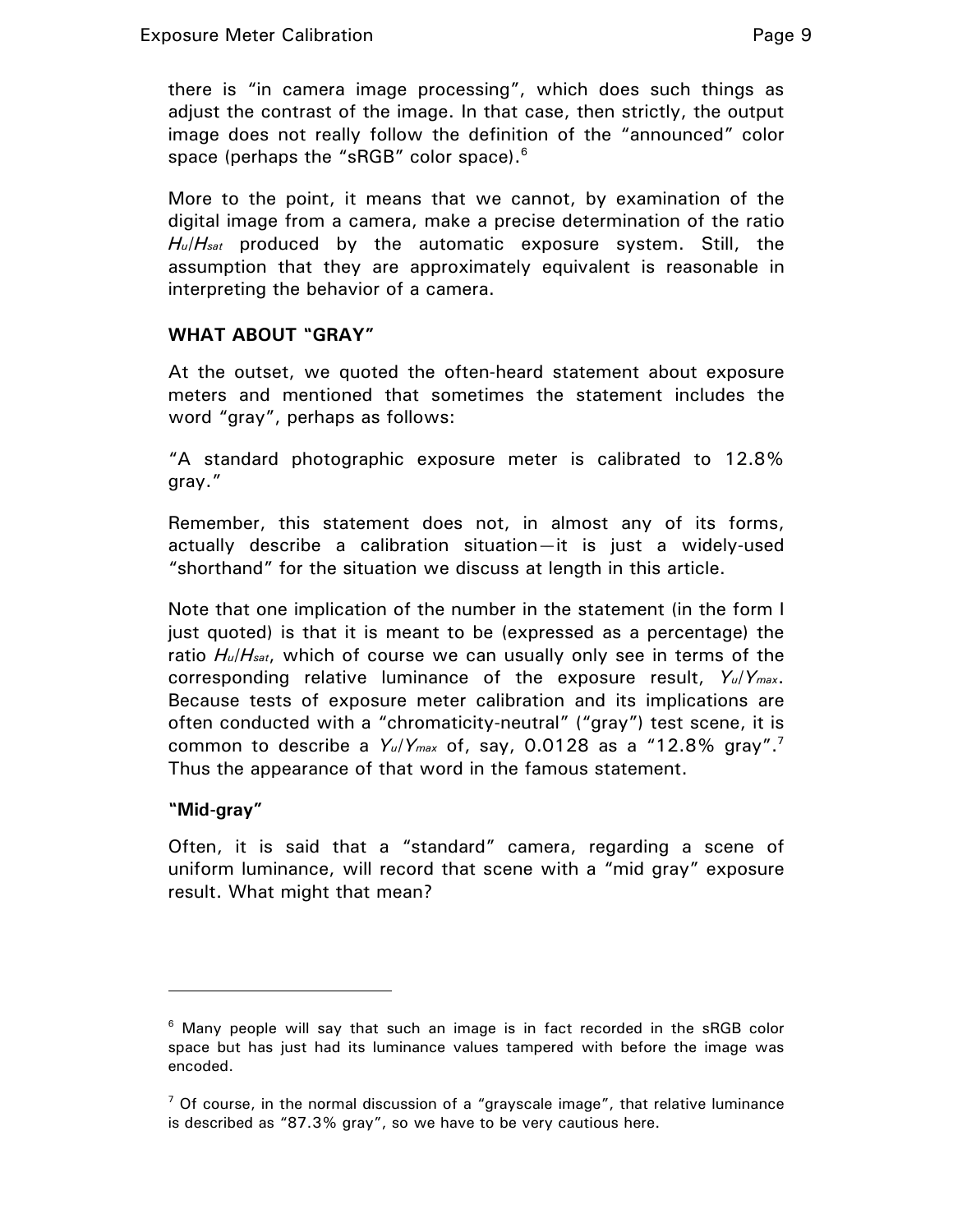there is "in camera image processing", which does such things as adjust the contrast of the image. In that case, then strictly, the output image does not really follow the definition of the "announced" color space (perhaps the "sRGB" color space).[6]

More to the point, it means that we cannot, by examination of the digital image from a camera, make a precise determination of the ratio $H_u/H_{sat}$ produced by the automatic exposure system. Still, the assumption that they are approximately equivalent is reasonable in interpreting the behavior of a camera.

### WHAT ABOUT "GRAY"

At the outset, we quoted the often-heard statement about exposure meters and mentioned that sometimes the statement includes the word "gray", perhaps as follows:

"A standard photographic exposure meter is calibrated to 12.8% gray."

Remember, this statement does not, in almost any of its forms, actually describe a calibration situation—it is just a widely-used "shorthand" for the situation we discuss at length in this article.

Note that one implication of the number in the statement (in the form I just quoted) is that it is meant to be (expressed as a percentage) the ratio $H_u/H_{sat}$, which of course we can usually only see in terms of the corresponding relative luminance of the exposure result, $Y_u/Y_{max}$. Because tests of exposure meter calibration and its implications are often conducted with a "chromaticity-neutral" ("gray") test scene, it is common to describe a $Y_u/Y_{max}$ of, say, 0.0128 as a "12.8% gray".[7] Thus the appearance of that word in the famous statement.

#### "Mid-gray"

Often, it is said that a "standard" camera, regarding a scene of uniform luminance, will record that scene with a "mid gray" exposure result. What might that mean?

---

[6] Many people will say that such an image is in fact recorded in the sRGB color space but has just had its luminance values tampered with before the image was encoded.

[7] Of course, in the normal discussion of a "grayscale image", that relative luminance is described as "87.3% gray", so we have to be very cautious here.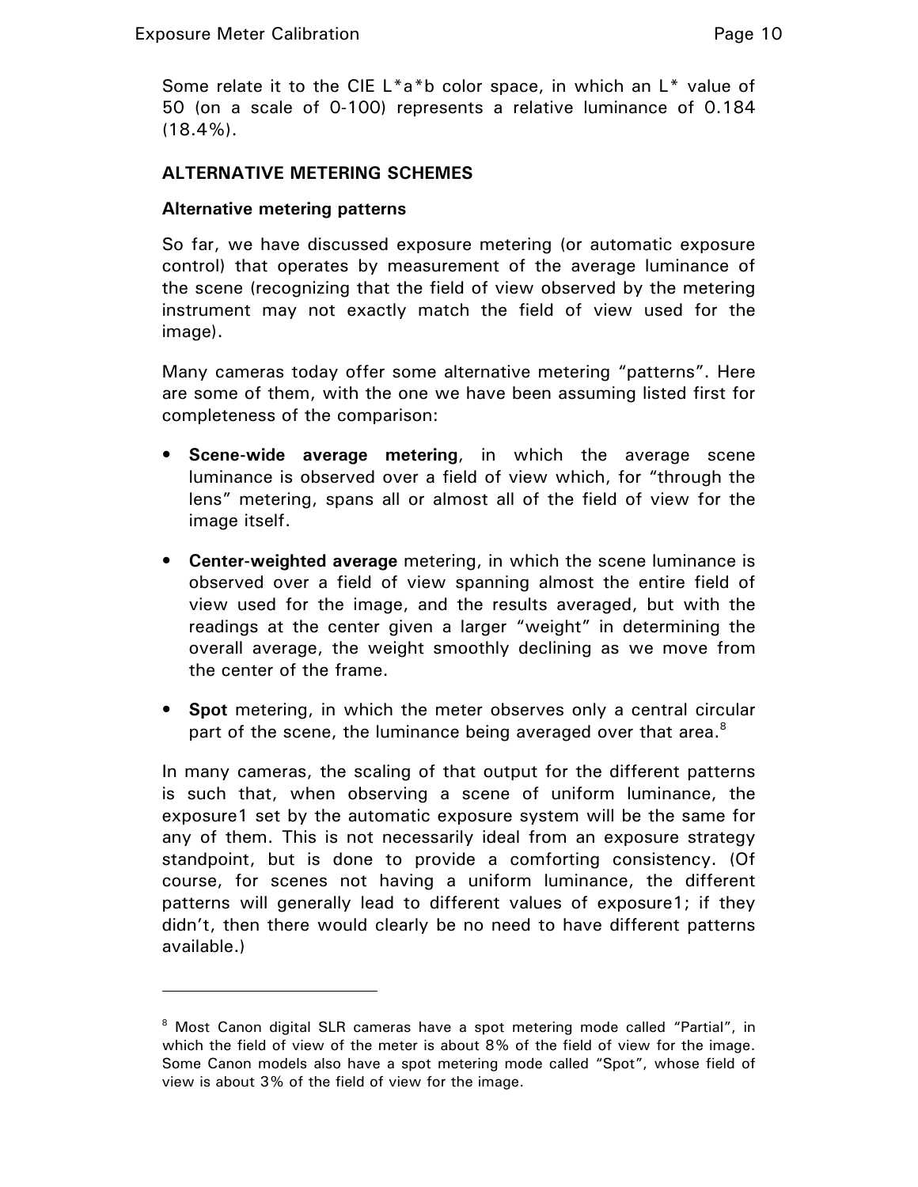Some relate it to the CIE L*a*b color space, in which an L* value of 50 (on a scale of 0-100) represents a relative luminance of 0.184 (18.4%).

## ALTERNATIVE METERING SCHEMES

### Alternative metering patterns

So far, we have discussed exposure metering (or automatic exposure control) that operates by measurement of the average luminance of the scene (recognizing that the field of view observed by the metering instrument may not exactly match the field of view used for the image).

Many cameras today offer some alternative metering "patterns". Here are some of them, with the one we have been assuming listed first for completeness of the comparison:

- **Scene-wide average metering**, in which the average scene luminance is observed over a field of view which, for "through the lens" metering, spans all or almost all of the field of view for the image itself.
- **Center-weighted average** metering, in which the scene luminance is observed over a field of view spanning almost the entire field of view used for the image, and the results averaged, but with the readings at the center given a larger "weight" in determining the overall average, the weight smoothly declining as we move from the center of the frame.
- **Spot** metering, in which the meter observes only a central circular part of the scene, the luminance being averaged over that area.[8]

In many cameras, the scaling of that output for the different patterns is such that, when observing a scene of uniform luminance, the exposure1 set by the automatic exposure system will be the same for any of them. This is not necessarily ideal from an exposure strategy standpoint, but is done to provide a comforting consistency. (Of course, for scenes not having a uniform luminance, the different patterns will generally lead to different values of exposure1; if they didn't, then there would clearly be no need to have different patterns available.)

---

[8] Most Canon digital SLR cameras have a spot metering mode called "Partial", in which the field of view of the meter is about 8% of the field of view for the image. Some Canon models also have a spot metering mode called "Spot", whose field of view is about 3% of the field of view for the image.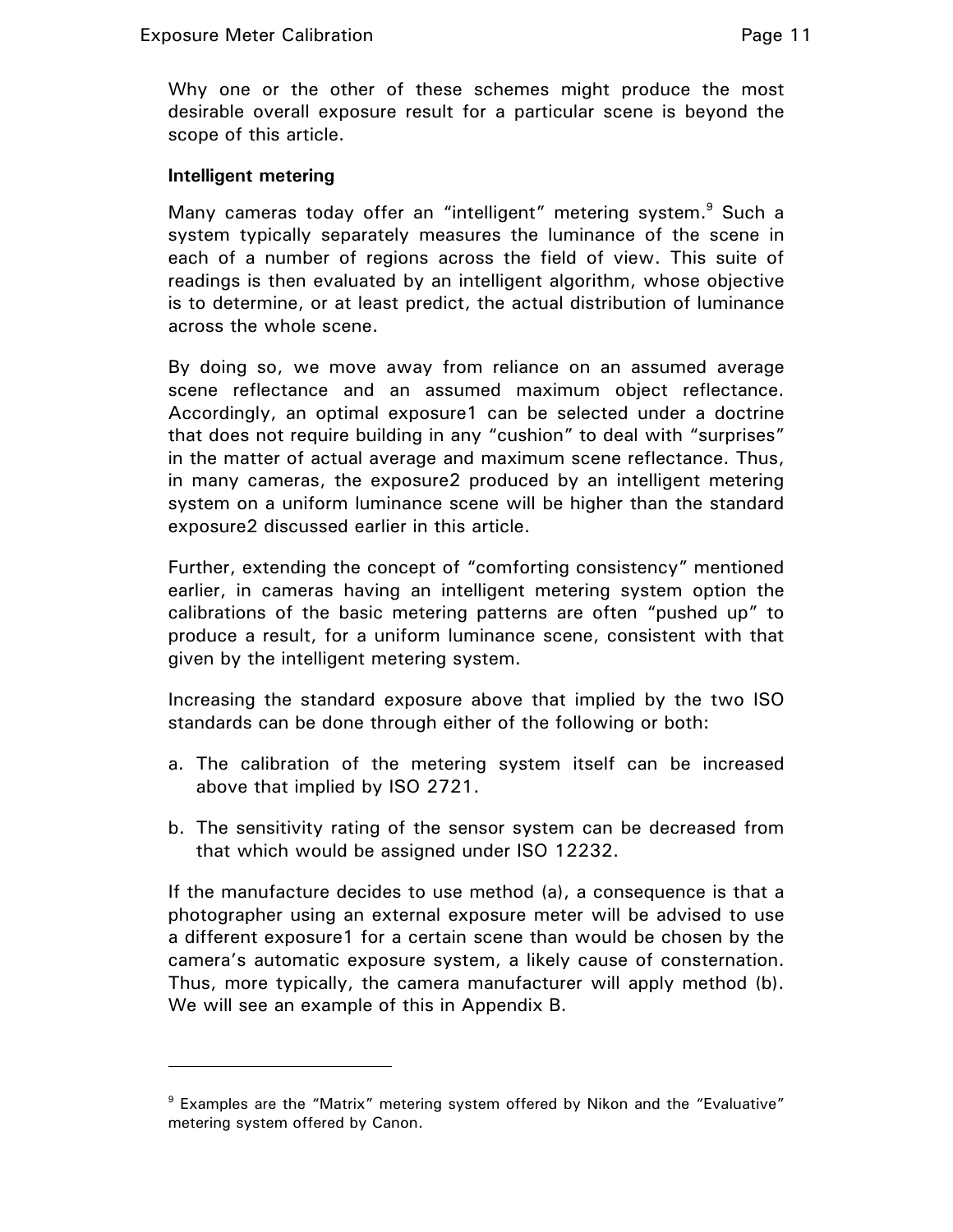Why one or the other of these schemes might produce the most desirable overall exposure result for a particular scene is beyond the scope of this article.

**Intelligent metering**

Many cameras today offer an "intelligent" metering system.[9] Such a system typically separately measures the luminance of the scene in each of a number of regions across the field of view. This suite of readings is then evaluated by an intelligent algorithm, whose objective is to determine, or at least predict, the actual distribution of luminance across the whole scene.

By doing so, we move away from reliance on an assumed average scene reflectance and an assumed maximum object reflectance. Accordingly, an optimal exposure1 can be selected under a doctrine that does not require building in any "cushion" to deal with "surprises" in the matter of actual average and maximum scene reflectance. Thus, in many cameras, the exposure2 produced by an intelligent metering system on a uniform luminance scene will be higher than the standard exposure2 discussed earlier in this article.

Further, extending the concept of "comforting consistency" mentioned earlier, in cameras having an intelligent metering system option the calibrations of the basic metering patterns are often "pushed up" to produce a result, for a uniform luminance scene, consistent with that given by the intelligent metering system.

Increasing the standard exposure above that implied by the two ISO standards can be done through either of the following or both:

a. The calibration of the metering system itself can be increased above that implied by ISO 2721.

b. The sensitivity rating of the sensor system can be decreased from that which would be assigned under ISO 12232.

If the manufacture decides to use method (a), a consequence is that a photographer using an external exposure meter will be advised to use a different exposure1 for a certain scene than would be chosen by the camera's automatic exposure system, a likely cause of consternation. Thus, more typically, the camera manufacturer will apply method (b). We will see an example of this in Appendix B.

---

[9] Examples are the "Matrix" metering system offered by Nikon and the "Evaluative" metering system offered by Canon.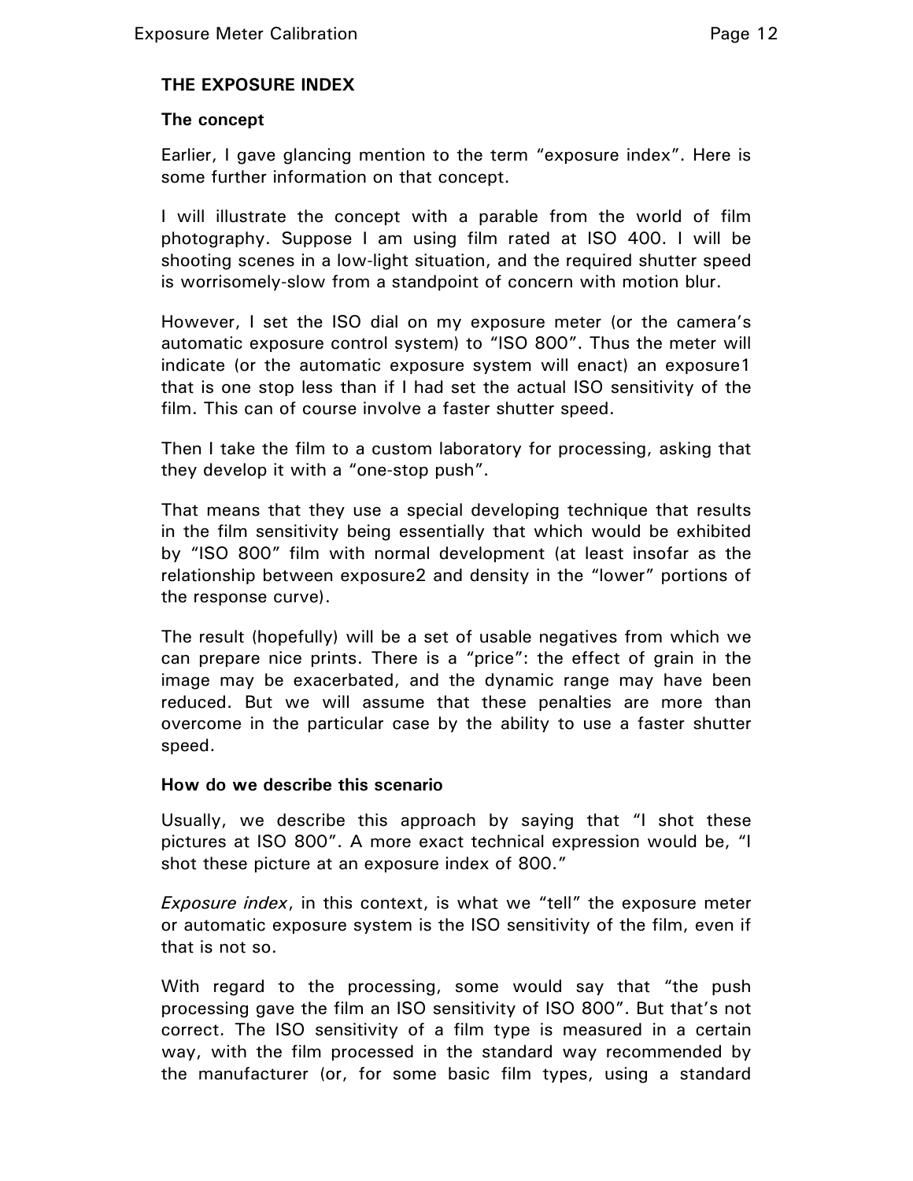### THE EXPOSURE INDEX

#### The concept

Earlier, I gave glancing mention to the term "exposure index". Here is some further information on that concept.

I will illustrate the concept with a parable from the world of film photography. Suppose I am using film rated at ISO 400. I will be shooting scenes in a low-light situation, and the required shutter speed is worrisomely-slow from a standpoint of concern with motion blur.

However, I set the ISO dial on my exposure meter (or the camera's automatic exposure control system) to "ISO 800". Thus the meter will indicate (or the automatic exposure system will enact) an exposure[1] that is one stop less than if I had set the actual ISO sensitivity of the film. This can of course involve a faster shutter speed.

Then I take the film to a custom laboratory for processing, asking that they develop it with a "one-stop push".

That means that they use a special developing technique that results in the film sensitivity being essentially that which would be exhibited by "ISO 800" film with normal development (at least insofar as the relationship between exposure[2] and density in the "lower" portions of the response curve).

The result (hopefully) will be a set of usable negatives from which we can prepare nice prints. There is a "price": the effect of grain in the image may be exacerbated, and the dynamic range may have been reduced. But we will assume that these penalties are more than overcome in the particular case by the ability to use a faster shutter speed.

#### How do we describe this scenario

Usually, we describe this approach by saying that "I shot these pictures at ISO 800". A more exact technical expression would be, "I shot these picture at an exposure index of 800."

*Exposure index*, in this context, is what we "tell" the exposure meter or automatic exposure system is the ISO sensitivity of the film, even if that is not so.

With regard to the processing, some would say that "the push processing gave the film an ISO sensitivity of ISO 800". But that's not correct. The ISO sensitivity of a film type is measured in a certain way, with the film processed in the standard way recommended by the manufacturer (or, for some basic film types, using a standard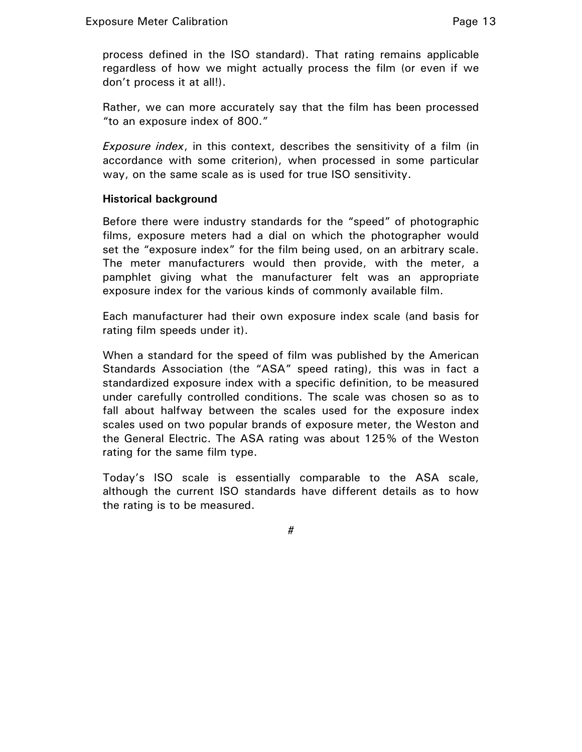process defined in the ISO standard). That rating remains applicable regardless of how we might actually process the film (or even if we don't process it at all!).

Rather, we can more accurately say that the film has been processed "to an exposure index of 800."

*Exposure index*, in this context, describes the sensitivity of a film (in accordance with some criterion), when processed in some particular way, on the same scale as is used for true ISO sensitivity.

**Historical background**

Before there were industry standards for the "speed" of photographic films, exposure meters had a dial on which the photographer would set the "exposure index" for the film being used, on an arbitrary scale. The meter manufacturers would then provide, with the meter, a pamphlet giving what the manufacturer felt was an appropriate exposure index for the various kinds of commonly available film.

Each manufacturer had their own exposure index scale (and basis for rating film speeds under it).

When a standard for the speed of film was published by the American Standards Association (the "ASA" speed rating), this was in fact a standardized exposure index with a specific definition, to be measured under carefully controlled conditions. The scale was chosen so as to fall about halfway between the scales used for the exposure index scales used on two popular brands of exposure meter, the Weston and the General Electric. The ASA rating was about 125% of the Weston rating for the same film type.

Today's ISO scale is essentially comparable to the ASA scale, although the current ISO standards have different details as to how the rating is to be measured.

#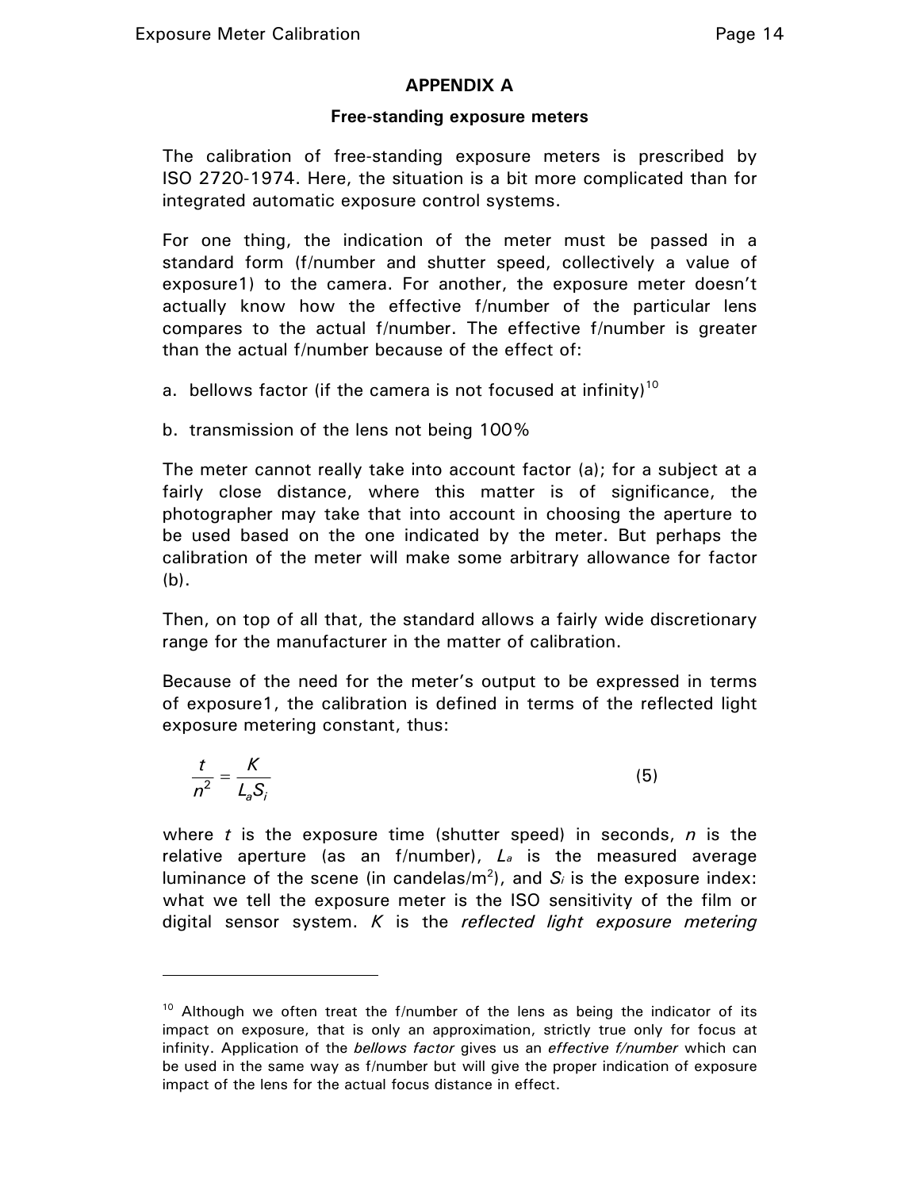## APPENDIX A

### Free-standing exposure meters

The calibration of free-standing exposure meters is prescribed by ISO 2720-1974. Here, the situation is a bit more complicated than for integrated automatic exposure control systems.

For one thing, the indication of the meter must be passed in a standard form (f/number and shutter speed, collectively a value of exposure1) to the camera. For another, the exposure meter doesn't actually know how the effective f/number of the particular lens compares to the actual f/number. The effective f/number is greater than the actual f/number because of the effect of:

a. bellows factor (if the camera is not focused at infinity)[10]

b. transmission of the lens not being 100%

The meter cannot really take into account factor (a); for a subject at a fairly close distance, where this matter is of significance, the photographer may take that into account in choosing the aperture to be used based on the one indicated by the meter. But perhaps the calibration of the meter will make some arbitrary allowance for factor (b).

Then, on top of all that, the standard allows a fairly wide discretionary range for the manufacturer in the matter of calibration.

Because of the need for the meter's output to be expressed in terms of exposure1, the calibration is defined in terms of the reflected light exposure metering constant, thus:

$$\frac{t}{n^2} = \frac{K}{L_a S_i} \tag{5}$$

where $t$ is the exposure time (shutter speed) in seconds, $n$ is the relative aperture (as an f/number), $L_a$ is the measured average luminance of the scene (in candelas/m$^2$), and $S_i$ is the exposure index: what we tell the exposure meter is the ISO sensitivity of the film or digital sensor system. $K$ is the *reflected light exposure metering*

---

[10] Although we often treat the f/number of the lens as being the indicator of its impact on exposure, that is only an approximation, strictly true only for focus at infinity. Application of the *bellows factor* gives us an *effective f/number* which can be used in the same way as f/number but will give the proper indication of exposure impact of the lens for the actual focus distance in effect.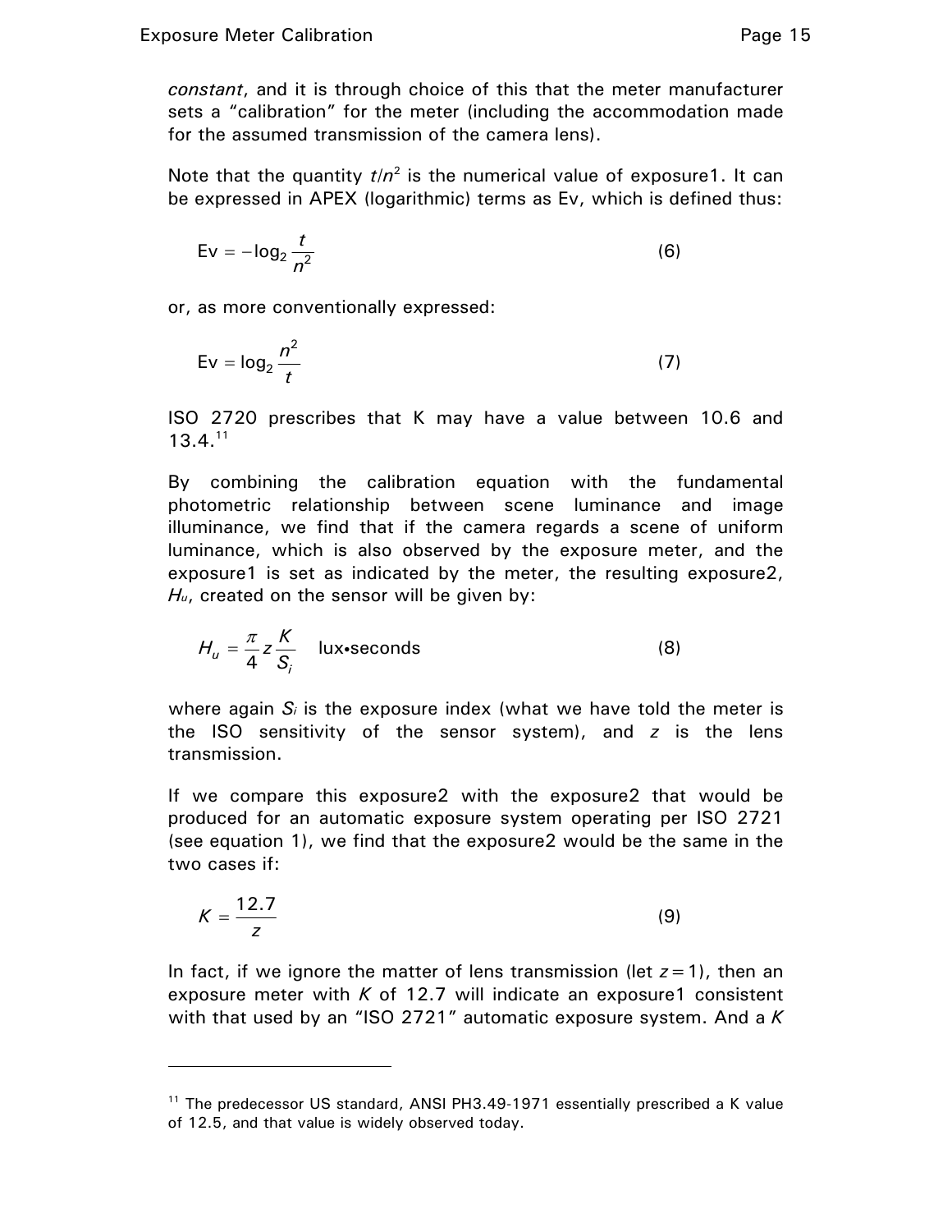*constant*, and it is through choice of this that the meter manufacturer sets a "calibration" for the meter (including the accommodation made for the assumed transmission of the camera lens).

Note that the quantity $t/n^2$ is the numerical value of exposure1. It can be expressed in APEX (logarithmic) terms as Ev, which is defined thus:

$$\text{Ev} = -\log_2 \frac{t}{n^2} \tag{6}$$

or, as more conventionally expressed:

$$\text{Ev} = \log_2 \frac{n^2}{t} \tag{7}$$

ISO 2720 prescribes that K may have a value between 10.6 and 13.4.[11]

By combining the calibration equation with the fundamental photometric relationship between scene luminance and image illuminance, we find that if the camera regards a scene of uniform luminance, which is also observed by the exposure meter, and the exposure1 is set as indicated by the meter, the resulting exposure2, $H_u$, created on the sensor will be given by:

$$H_u = \frac{\pi}{4} z \frac{K}{S_i} \quad \text{lux•seconds} \tag{8}$$

where again $S_i$ is the exposure index (what we have told the meter is the ISO sensitivity of the sensor system), and $z$ is the lens transmission.

If we compare this exposure2 with the exposure2 that would be produced for an automatic exposure system operating per ISO 2721 (see equation 1), we find that the exposure2 would be the same in the two cases if:

$$K = \frac{12.7}{z} \tag{9}$$

In fact, if we ignore the matter of lens transmission (let $z = 1$), then an exposure meter with $K$ of 12.7 will indicate an exposure1 consistent with that used by an "ISO 2721" automatic exposure system. And a $K$

---

[11] The predecessor US standard, ANSI PH3.49-1971 essentially prescribed a K value of 12.5, and that value is widely observed today.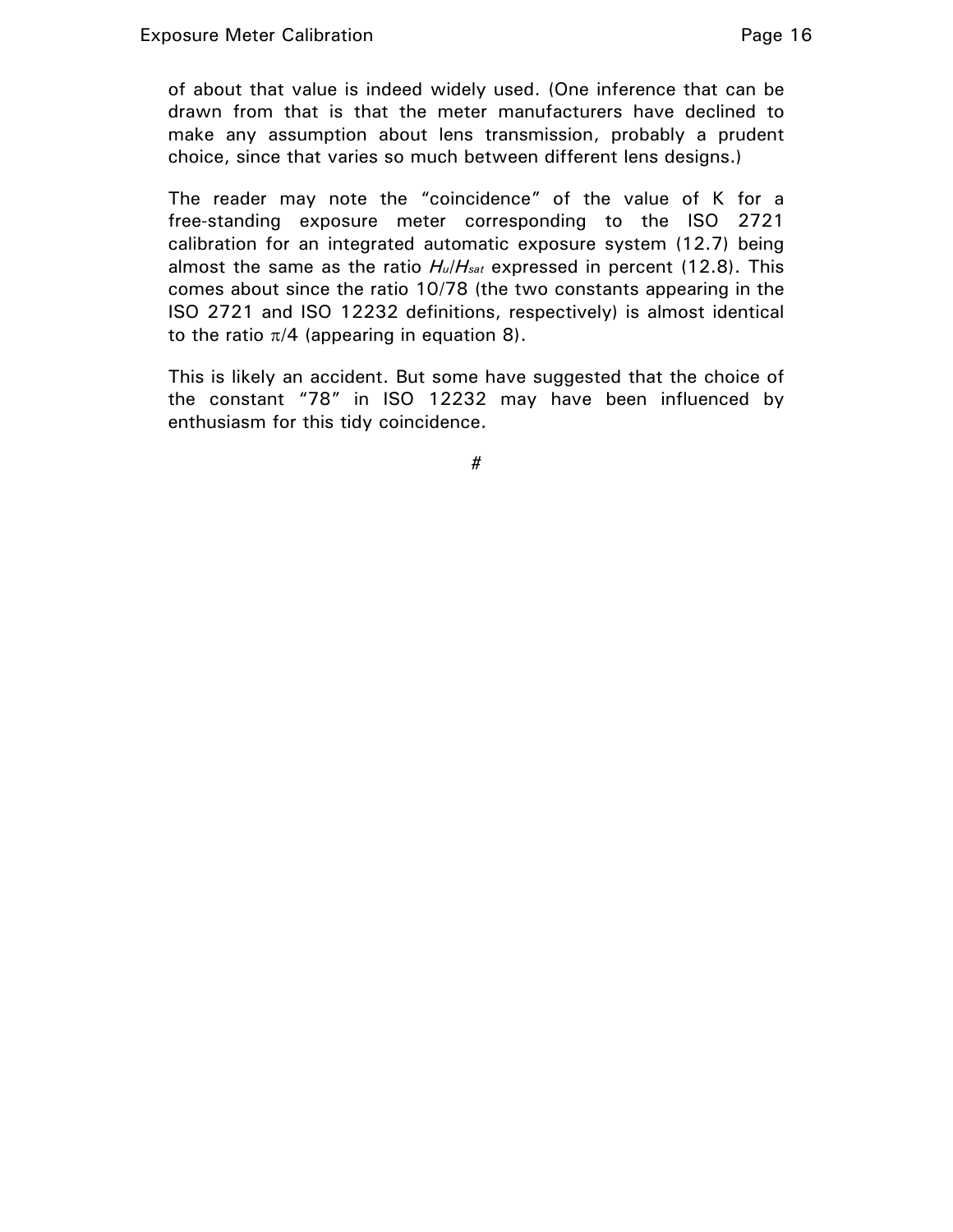of about that value is indeed widely used. (One inference that can be drawn from that is that the meter manufacturers have declined to make any assumption about lens transmission, probably a prudent choice, since that varies so much between different lens designs.)

The reader may note the "coincidence" of the value of K for a free-standing exposure meter corresponding to the ISO 2721 calibration for an integrated automatic exposure system (12.7) being almost the same as the ratio $H_u/H_{sat}$ expressed in percent (12.8). This comes about since the ratio 10/78 (the two constants appearing in the ISO 2721 and ISO 12232 definitions, respectively) is almost identical to the ratio $\pi/4$ (appearing in equation 8).

This is likely an accident. But some have suggested that the choice of the constant "78" in ISO 12232 may have been influenced by enthusiasm for this tidy coincidence.

#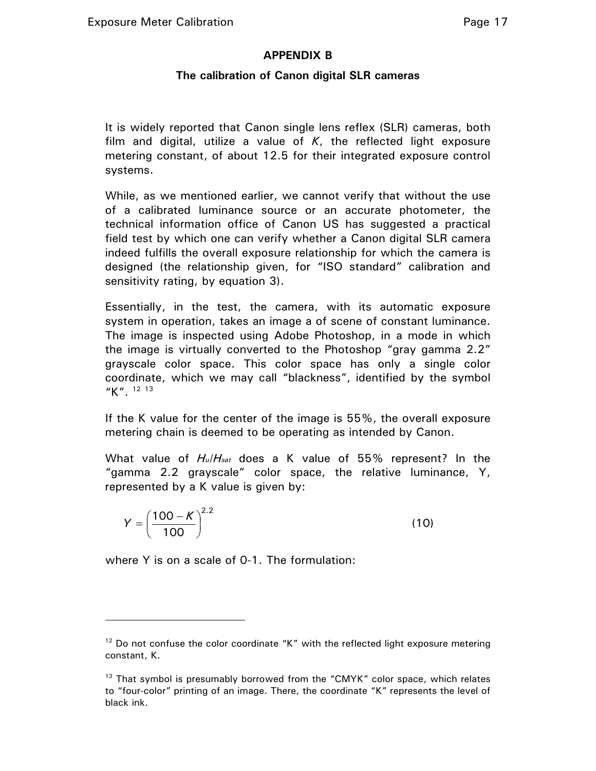## APPENDIX B

### The calibration of Canon digital SLR cameras

It is widely reported that Canon single lens reflex (SLR) cameras, both film and digital, utilize a value of *K*, the reflected light exposure metering constant, of about 12.5 for their integrated exposure control systems.

While, as we mentioned earlier, we cannot verify that without the use of a calibrated luminance source or an accurate photometer, the technical information office of Canon US has suggested a practical field test by which one can verify whether a Canon digital SLR camera indeed fulfills the overall exposure relationship for which the camera is designed (the relationship given, for "ISO standard" calibration and sensitivity rating, by equation 3).

Essentially, in the test, the camera, with its automatic exposure system in operation, takes an image a of scene of constant luminance. The image is inspected using Adobe Photoshop, in a mode in which the image is virtually converted to the Photoshop "gray gamma 2.2" grayscale color space. This color space has only a single color coordinate, which we may call "blackness", identified by the symbol "K". [12] [13]

If the K value for the center of the image is 55%, the overall exposure metering chain is deemed to be operating as intended by Canon.

What value of $H_u/H_{sat}$ does a K value of 55% represent? In the "gamma 2.2 grayscale" color space, the relative luminance, Y, represented by a K value is given by:

$$Y = \left(\frac{100 - K}{100}\right)^{2.2} \quad (10)$$

where Y is on a scale of 0-1. The formulation:

---

[12] Do not confuse the color coordinate "K" with the reflected light exposure metering constant, K.

[13] That symbol is presumably borrowed from the "CMYK" color space, which relates to "four-color" printing of an image. There, the coordinate "K" represents the level of black ink.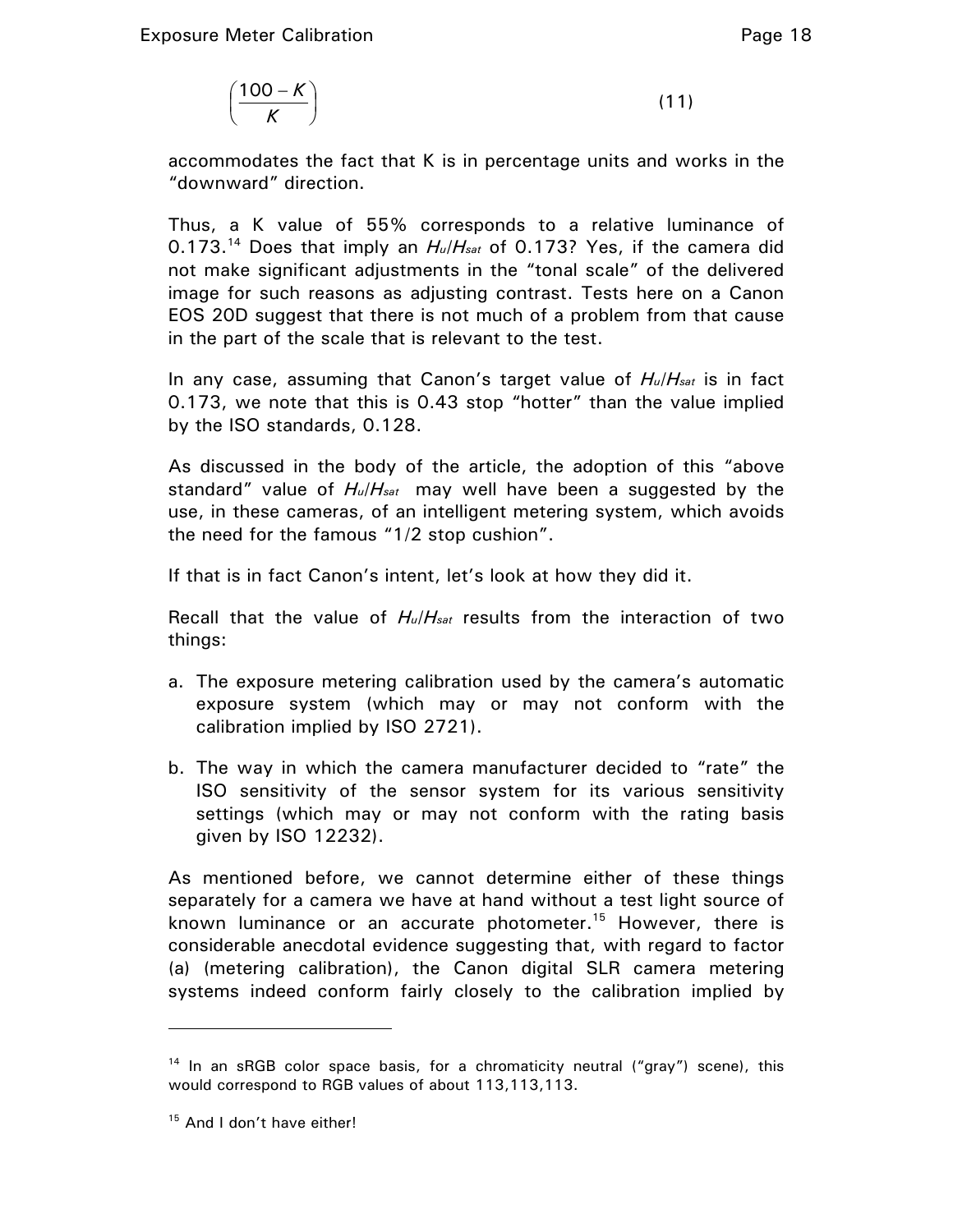$$\left(\frac{100-K}{K}\right) \tag{11}$$

accommodates the fact that K is in percentage units and works in the "downward" direction.

Thus, a K value of 55% corresponds to a relative luminance of 0.173.[14] Does that imply an $H_u/H_{sat}$ of 0.173? Yes, if the camera did not make significant adjustments in the "tonal scale" of the delivered image for such reasons as adjusting contrast. Tests here on a Canon EOS 20D suggest that there is not much of a problem from that cause in the part of the scale that is relevant to the test.

In any case, assuming that Canon's target value of $H_u/H_{sat}$ is in fact 0.173, we note that this is 0.43 stop "hotter" than the value implied by the ISO standards, 0.128.

As discussed in the body of the article, the adoption of this "above standard" value of $H_u/H_{sat}$ may well have been a suggested by the use, in these cameras, of an intelligent metering system, which avoids the need for the famous "1/2 stop cushion".

If that is in fact Canon's intent, let's look at how they did it.

Recall that the value of $H_u/H_{sat}$ results from the interaction of two things:

a. The exposure metering calibration used by the camera's automatic exposure system (which may or may not conform with the calibration implied by ISO 2721).

b. The way in which the camera manufacturer decided to "rate" the ISO sensitivity of the sensor system for its various sensitivity settings (which may or may not conform with the rating basis given by ISO 12232).

As mentioned before, we cannot determine either of these things separately for a camera we have at hand without a test light source of known luminance or an accurate photometer.[15] However, there is considerable anecdotal evidence suggesting that, with regard to factor (a) (metering calibration), the Canon digital SLR camera metering systems indeed conform fairly closely to the calibration implied by

---

[14] In an sRGB color space basis, for a chromaticity neutral ("gray") scene), this would correspond to RGB values of about 113,113,113.

[15] And I don't have either!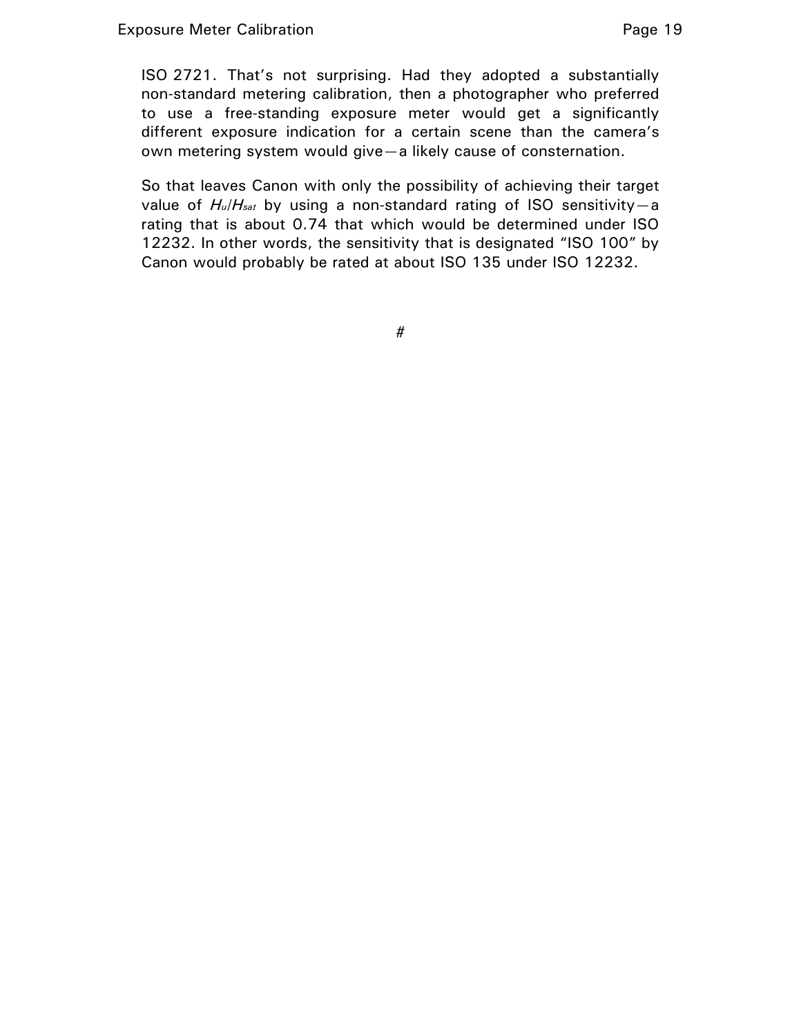ISO 2721. That's not surprising. Had they adopted a substantially non-standard metering calibration, then a photographer who preferred to use a free-standing exposure meter would get a significantly different exposure indication for a certain scene than the camera's own metering system would give—a likely cause of consternation.

So that leaves Canon with only the possibility of achieving their target value of $H_u/H_{sat}$ by using a non-standard rating of ISO sensitivity—a rating that is about 0.74 that which would be determined under ISO 12232. In other words, the sensitivity that is designated "ISO 100" by Canon would probably be rated at about ISO 135 under ISO 12232.

#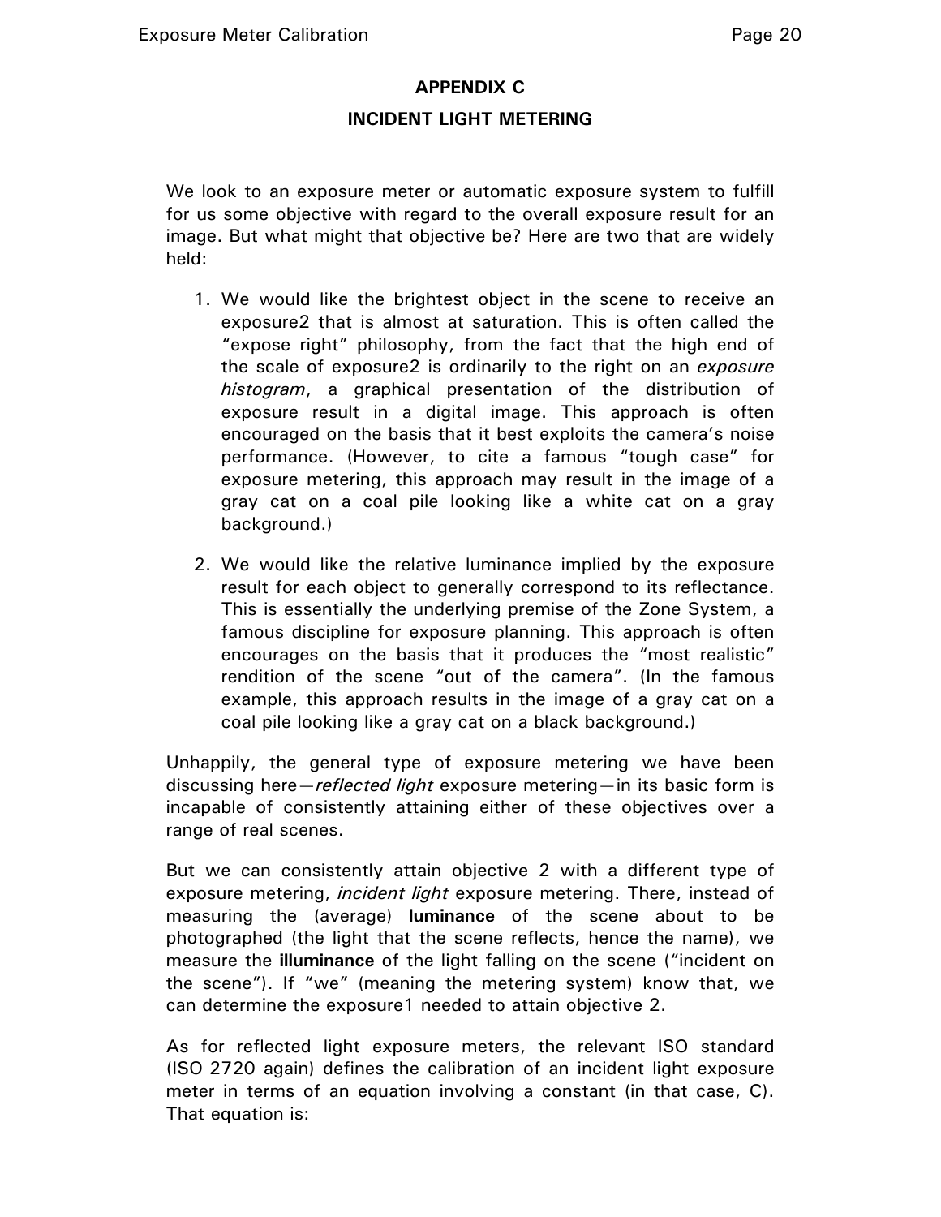## APPENDIX C

## INCIDENT LIGHT METERING

We look to an exposure meter or automatic exposure system to fulfill for us some objective with regard to the overall exposure result for an image. But what might that objective be? Here are two that are widely held:

1. We would like the brightest object in the scene to receive an exposure2 that is almost at saturation. This is often called the "expose right" philosophy, from the fact that the high end of the scale of exposure2 is ordinarily to the right on an *exposure histogram*, a graphical presentation of the distribution of exposure result in a digital image. This approach is often encouraged on the basis that it best exploits the camera's noise performance. (However, to cite a famous "tough case" for exposure metering, this approach may result in the image of a gray cat on a coal pile looking like a white cat on a gray background.)

2. We would like the relative luminance implied by the exposure result for each object to generally correspond to its reflectance. This is essentially the underlying premise of the Zone System, a famous discipline for exposure planning. This approach is often encourages on the basis that it produces the "most realistic" rendition of the scene "out of the camera". (In the famous example, this approach results in the image of a gray cat on a coal pile looking like a gray cat on a black background.)

Unhappily, the general type of exposure metering we have been discussing here—*reflected light* exposure metering—in its basic form is incapable of consistently attaining either of these objectives over a range of real scenes.

But we can consistently attain objective 2 with a different type of exposure metering, *incident light* exposure metering. There, instead of measuring the (average) **luminance** of the scene about to be photographed (the light that the scene reflects, hence the name), we measure the **illuminance** of the light falling on the scene ("incident on the scene"). If "we" (meaning the metering system) know that, we can determine the exposure1 needed to attain objective 2.

As for reflected light exposure meters, the relevant ISO standard (ISO 2720 again) defines the calibration of an incident light exposure meter in terms of an equation involving a constant (in that case, C). That equation is: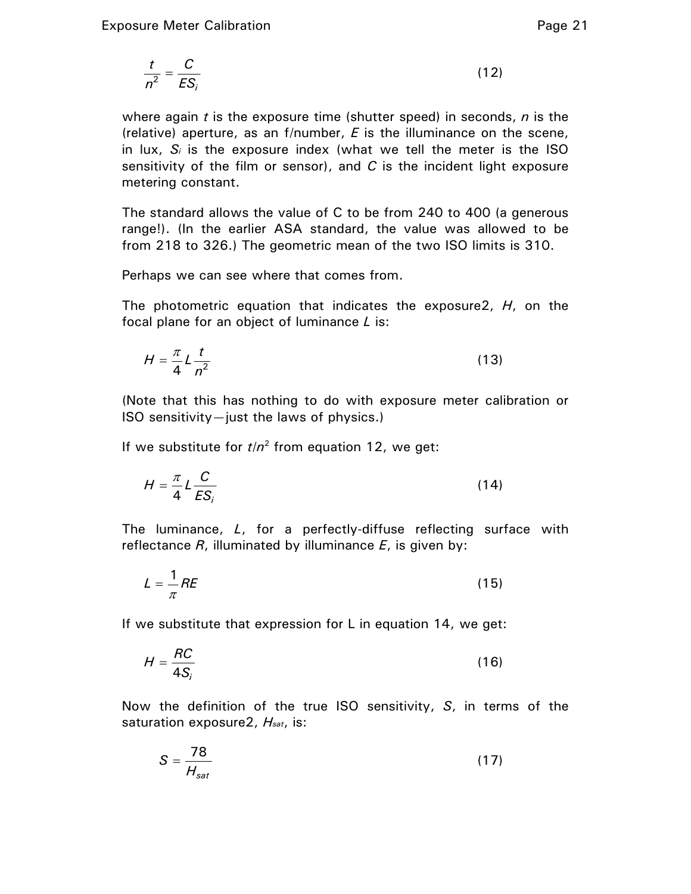$$\frac{t}{n^2} = \frac{C}{ES_i} \tag{12}$$

where again $t$ is the exposure time (shutter speed) in seconds, $n$ is the (relative) aperture, as an f/number, $E$ is the illuminance on the scene, in lux, $S_i$ is the exposure index (what we tell the meter is the ISO sensitivity of the film or sensor), and $C$ is the incident light exposure metering constant.

The standard allows the value of C to be from 240 to 400 (a generous range!). (In the earlier ASA standard, the value was allowed to be from 218 to 326.) The geometric mean of the two ISO limits is 310.

Perhaps we can see where that comes from.

The photometric equation that indicates the exposure2, $H$, on the focal plane for an object of luminance $L$ is:

$$H = \frac{\pi}{4} L \frac{t}{n^2} \tag{13}$$

(Note that this has nothing to do with exposure meter calibration or ISO sensitivity—just the laws of physics.)

If we substitute for $t/n^2$ from equation 12, we get:

$$H = \frac{\pi}{4} L \frac{C}{ES_i} \tag{14}$$

The luminance, $L$, for a perfectly-diffuse reflecting surface with reflectance $R$, illuminated by illuminance $E$, is given by:

$$L = \frac{1}{\pi} RE \tag{15}$$

If we substitute that expression for L in equation 14, we get:

$$H = \frac{RC}{4S_i} \tag{16}$$

Now the definition of the true ISO sensitivity, $S$, in terms of the saturation exposure2, $H_{sat}$, is:

$$S = \frac{78}{H_{sat}} \tag{17}$$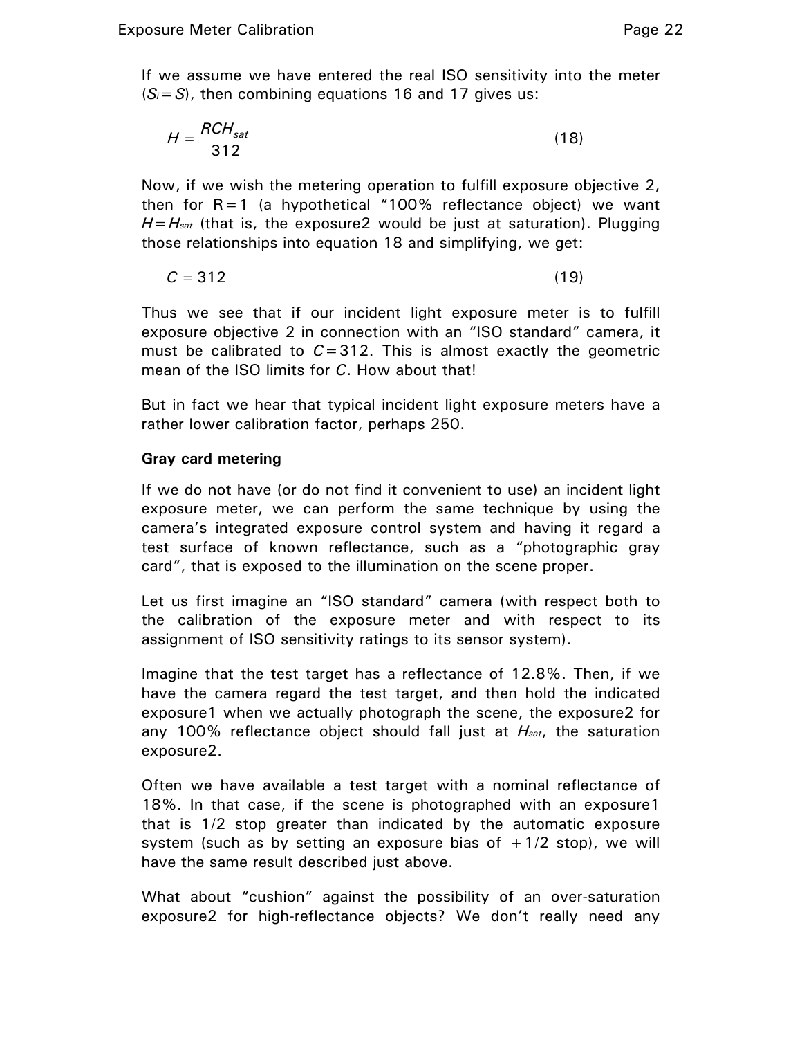If we assume we have entered the real ISO sensitivity into the meter ($S_i = S$), then combining equations 16 and 17 gives us:

$$H = \frac{RCH_{sat}}{312} \tag{18}$$

Now, if we wish the metering operation to fulfill exposure objective 2, then for R = 1 (a hypothetical "100% reflectance object) we want $H = H_{sat}$ (that is, the exposure2 would be just at saturation). Plugging those relationships into equation 18 and simplifying, we get:

$$C = 312 \tag{19}$$

Thus we see that if our incident light exposure meter is to fulfill exposure objective 2 in connection with an "ISO standard" camera, it must be calibrated to $C = 312$. This is almost exactly the geometric mean of the ISO limits for $C$. How about that!

But in fact we hear that typical incident light exposure meters have a rather lower calibration factor, perhaps 250.

**Gray card metering**

If we do not have (or do not find it convenient to use) an incident light exposure meter, we can perform the same technique by using the camera's integrated exposure control system and having it regard a test surface of known reflectance, such as a "photographic gray card", that is exposed to the illumination on the scene proper.

Let us first imagine an "ISO standard" camera (with respect both to the calibration of the exposure meter and with respect to its assignment of ISO sensitivity ratings to its sensor system).

Imagine that the test target has a reflectance of 12.8%. Then, if we have the camera regard the test target, and then hold the indicated exposure1 when we actually photograph the scene, the exposure2 for any 100% reflectance object should fall just at $H_{sat}$, the saturation exposure2.

Often we have available a test target with a nominal reflectance of 18%. In that case, if the scene is photographed with an exposure1 that is 1/2 stop greater than indicated by the automatic exposure system (such as by setting an exposure bias of +1/2 stop), we will have the same result described just above.

What about "cushion" against the possibility of an over-saturation exposure2 for high-reflectance objects? We don't really need any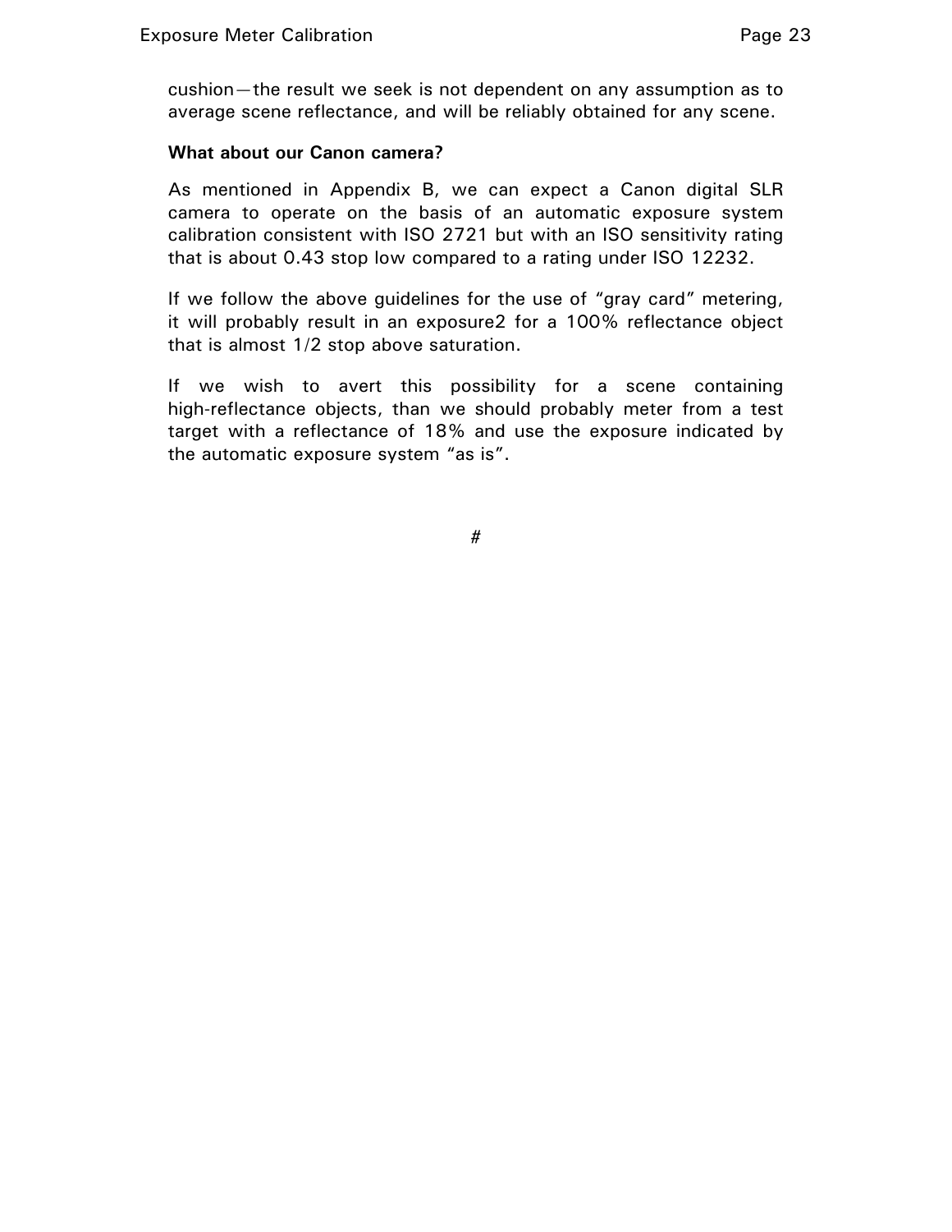cushion—the result we seek is not dependent on any assumption as to average scene reflectance, and will be reliably obtained for any scene.

**What about our Canon camera?**

As mentioned in Appendix B, we can expect a Canon digital SLR camera to operate on the basis of an automatic exposure system calibration consistent with ISO 2721 but with an ISO sensitivity rating that is about 0.43 stop low compared to a rating under ISO 12232.

If we follow the above guidelines for the use of "gray card" metering, it will probably result in an exposure2 for a 100% reflectance object that is almost 1/2 stop above saturation.

If we wish to avert this possibility for a scene containing high-reflectance objects, than we should probably meter from a test target with a reflectance of 18% and use the exposure indicated by the automatic exposure system "as is".

#